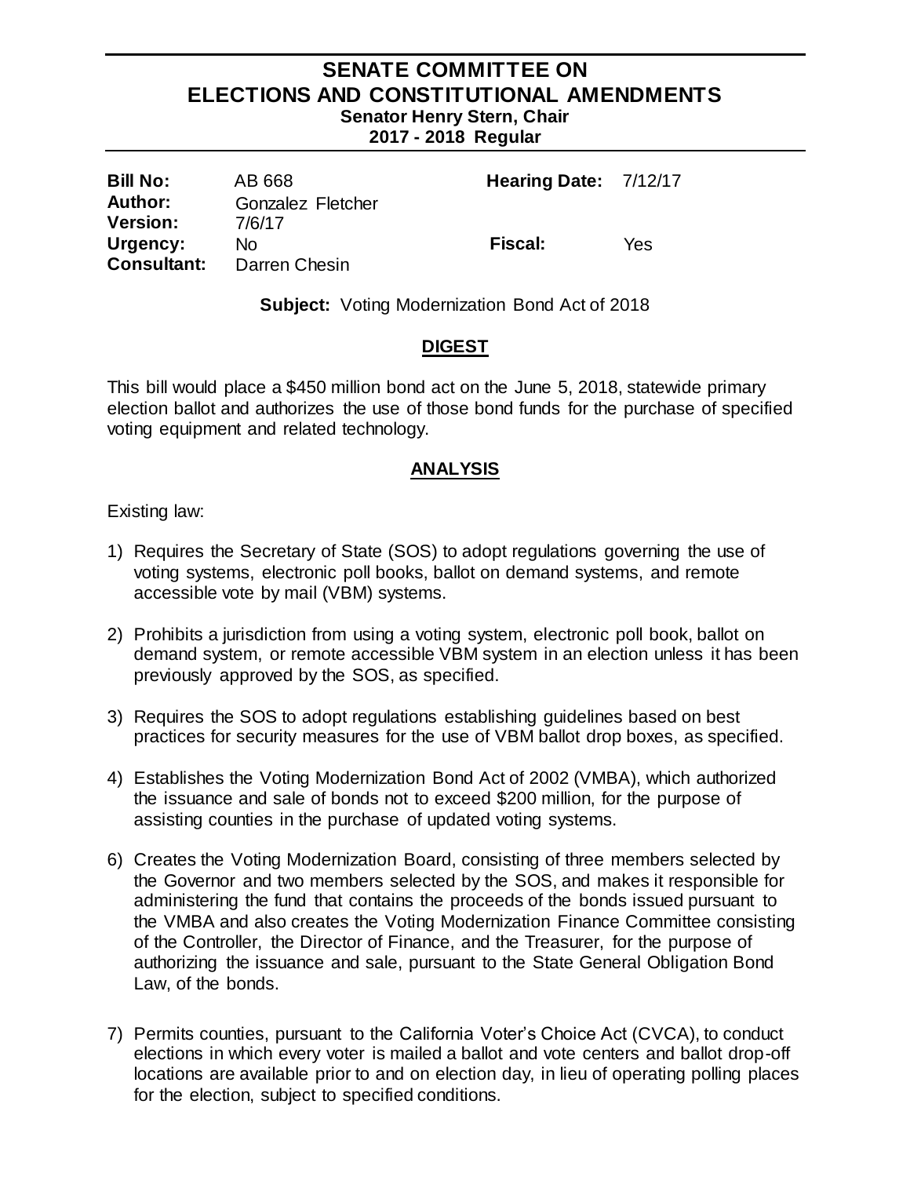# SENATE COMMITTEE ON ELECTIONS AND CONSTITUTIONAL AMENDMENTS

**Senator Henry Stern, Chair**

**2017 - 2018 Regular**

| | | | |
|---|---|---|---|
| **Bill No:** | AB 668 | **Hearing Date:** | 7/12/17 |
| **Author:** | Gonzalez Fletcher | | |
| **Version:** | 7/6/17 | | |
| **Urgency:** | No | **Fiscal:** | Yes |
| **Consultant:** | Darren Chesin | | |

**Subject:** Voting Modernization Bond Act of 2018

## DIGEST

This bill would place a $450 million bond act on the June 5, 2018, statewide primary election ballot and authorizes the use of those bond funds for the purchase of specified voting equipment and related technology.

## ANALYSIS

Existing law:

1) Requires the Secretary of State (SOS) to adopt regulations governing the use of voting systems, electronic poll books, ballot on demand systems, and remote accessible vote by mail (VBM) systems.

2) Prohibits a jurisdiction from using a voting system, electronic poll book, ballot on demand system, or remote accessible VBM system in an election unless it has been previously approved by the SOS, as specified.

3) Requires the SOS to adopt regulations establishing guidelines based on best practices for security measures for the use of VBM ballot drop boxes, as specified.

4) Establishes the Voting Modernization Bond Act of 2002 (VMBA), which authorized the issuance and sale of bonds not to exceed $200 million, for the purpose of assisting counties in the purchase of updated voting systems.

6) Creates the Voting Modernization Board, consisting of three members selected by the Governor and two members selected by the SOS, and makes it responsible for administering the fund that contains the proceeds of the bonds issued pursuant to the VMBA and also creates the Voting Modernization Finance Committee consisting of the Controller, the Director of Finance, and the Treasurer, for the purpose of authorizing the issuance and sale, pursuant to the State General Obligation Bond Law, of the bonds.

7) Permits counties, pursuant to the California Voter's Choice Act (CVCA), to conduct elections in which every voter is mailed a ballot and vote centers and ballot drop-off locations are available prior to and on election day, in lieu of operating polling places for the election, subject to specified conditions.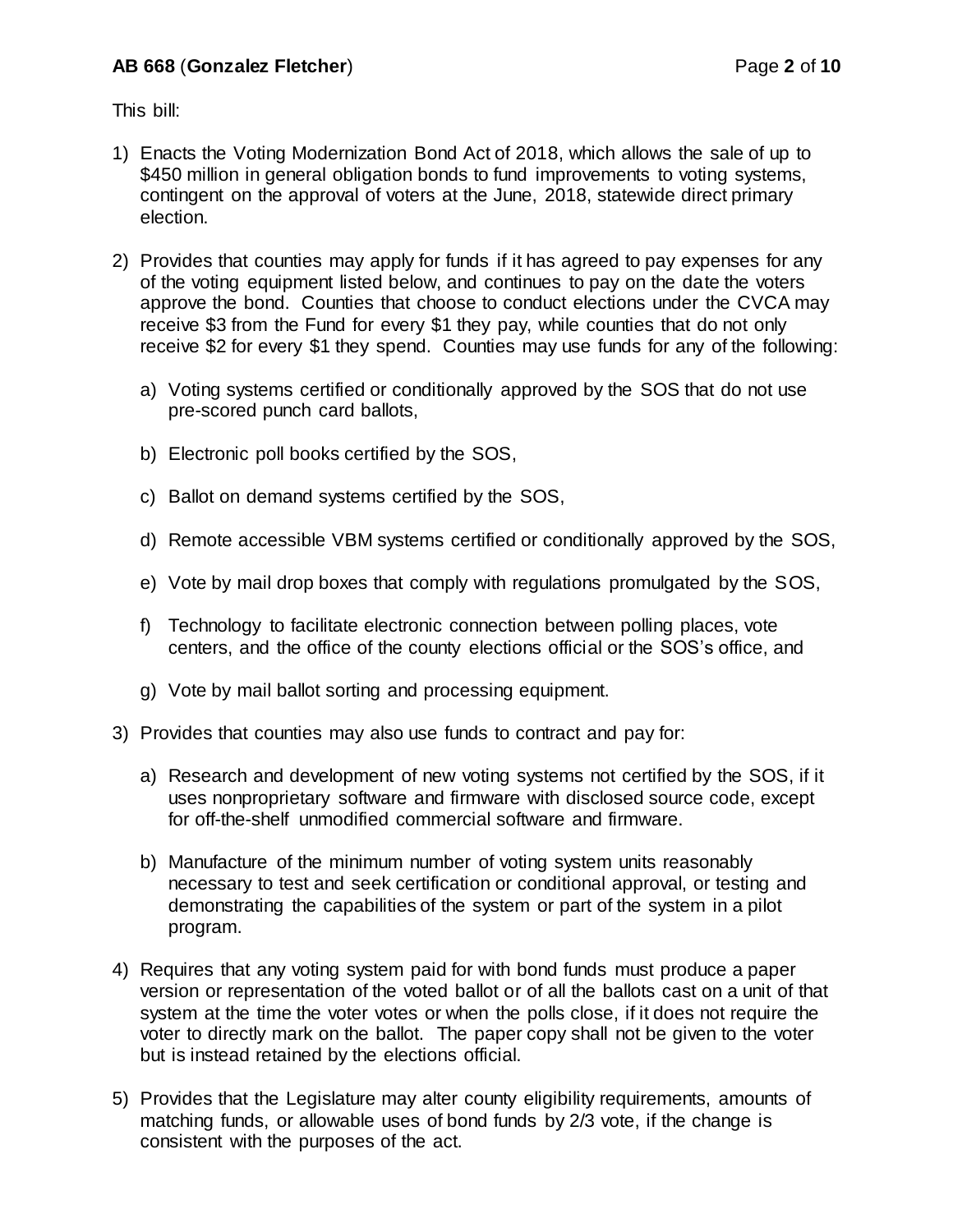This bill:

1) Enacts the Voting Modernization Bond Act of 2018, which allows the sale of up to $450 million in general obligation bonds to fund improvements to voting systems, contingent on the approval of voters at the June, 2018, statewide direct primary election.

2) Provides that counties may apply for funds if it has agreed to pay expenses for any of the voting equipment listed below, and continues to pay on the date the voters approve the bond. Counties that choose to conduct elections under the CVCA may receive $3 from the Fund for every $1 they pay, while counties that do not only receive $2 for every $1 they spend. Counties may use funds for any of the following:

   a) Voting systems certified or conditionally approved by the SOS that do not use pre-scored punch card ballots,

   b) Electronic poll books certified by the SOS,

   c) Ballot on demand systems certified by the SOS,

   d) Remote accessible VBM systems certified or conditionally approved by the SOS,

   e) Vote by mail drop boxes that comply with regulations promulgated by the SOS,

   f) Technology to facilitate electronic connection between polling places, vote centers, and the office of the county elections official or the SOS's office, and

   g) Vote by mail ballot sorting and processing equipment.

3) Provides that counties may also use funds to contract and pay for:

   a) Research and development of new voting systems not certified by the SOS, if it uses nonproprietary software and firmware with disclosed source code, except for off-the-shelf unmodified commercial software and firmware.

   b) Manufacture of the minimum number of voting system units reasonably necessary to test and seek certification or conditional approval, or testing and demonstrating the capabilities of the system or part of the system in a pilot program.

4) Requires that any voting system paid for with bond funds must produce a paper version or representation of the voted ballot or of all the ballots cast on a unit of that system at the time the voter votes or when the polls close, if it does not require the voter to directly mark on the ballot. The paper copy shall not be given to the voter but is instead retained by the elections official.

5) Provides that the Legislature may alter county eligibility requirements, amounts of matching funds, or allowable uses of bond funds by 2/3 vote, if the change is consistent with the purposes of the act.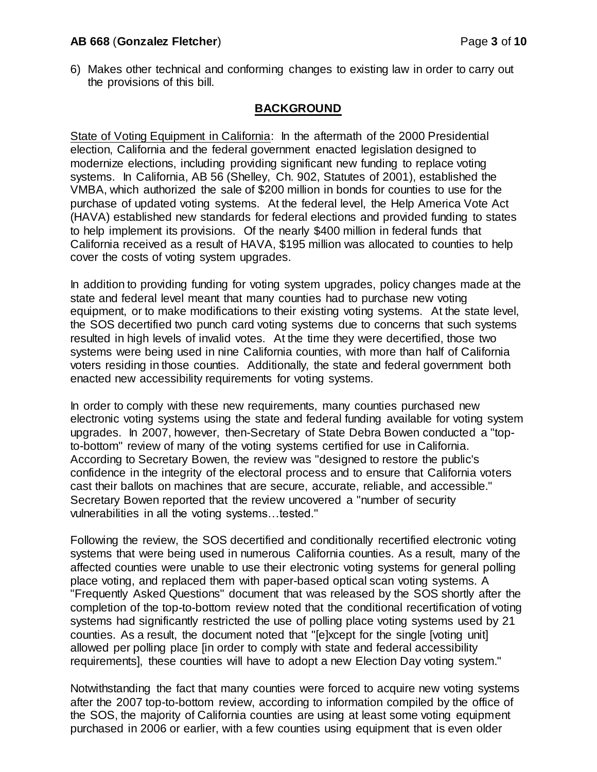6) Makes other technical and conforming changes to existing law in order to carry out the provisions of this bill.

## BACKGROUND

State of Voting Equipment in California: In the aftermath of the 2000 Presidential election, California and the federal government enacted legislation designed to modernize elections, including providing significant new funding to replace voting systems. In California, AB 56 (Shelley, Ch. 902, Statutes of 2001), established the VMBA, which authorized the sale of $200 million in bonds for counties to use for the purchase of updated voting systems. At the federal level, the Help America Vote Act (HAVA) established new standards for federal elections and provided funding to states to help implement its provisions. Of the nearly $400 million in federal funds that California received as a result of HAVA, $195 million was allocated to counties to help cover the costs of voting system upgrades.

In addition to providing funding for voting system upgrades, policy changes made at the state and federal level meant that many counties had to purchase new voting equipment, or to make modifications to their existing voting systems. At the state level, the SOS decertified two punch card voting systems due to concerns that such systems resulted in high levels of invalid votes. At the time they were decertified, those two systems were being used in nine California counties, with more than half of California voters residing in those counties. Additionally, the state and federal government both enacted new accessibility requirements for voting systems.

In order to comply with these new requirements, many counties purchased new electronic voting systems using the state and federal funding available for voting system upgrades. In 2007, however, then-Secretary of State Debra Bowen conducted a "top-to-bottom" review of many of the voting systems certified for use in California. According to Secretary Bowen, the review was "designed to restore the public's confidence in the integrity of the electoral process and to ensure that California voters cast their ballots on machines that are secure, accurate, reliable, and accessible." Secretary Bowen reported that the review uncovered a "number of security vulnerabilities in all the voting systems…tested."

Following the review, the SOS decertified and conditionally recertified electronic voting systems that were being used in numerous California counties. As a result, many of the affected counties were unable to use their electronic voting systems for general polling place voting, and replaced them with paper-based optical scan voting systems. A "Frequently Asked Questions" document that was released by the SOS shortly after the completion of the top-to-bottom review noted that the conditional recertification of voting systems had significantly restricted the use of polling place voting systems used by 21 counties. As a result, the document noted that "[e]xcept for the single [voting unit] allowed per polling place [in order to comply with state and federal accessibility requirements], these counties will have to adopt a new Election Day voting system."

Notwithstanding the fact that many counties were forced to acquire new voting systems after the 2007 top-to-bottom review, according to information compiled by the office of the SOS, the majority of California counties are using at least some voting equipment purchased in 2006 or earlier, with a few counties using equipment that is even older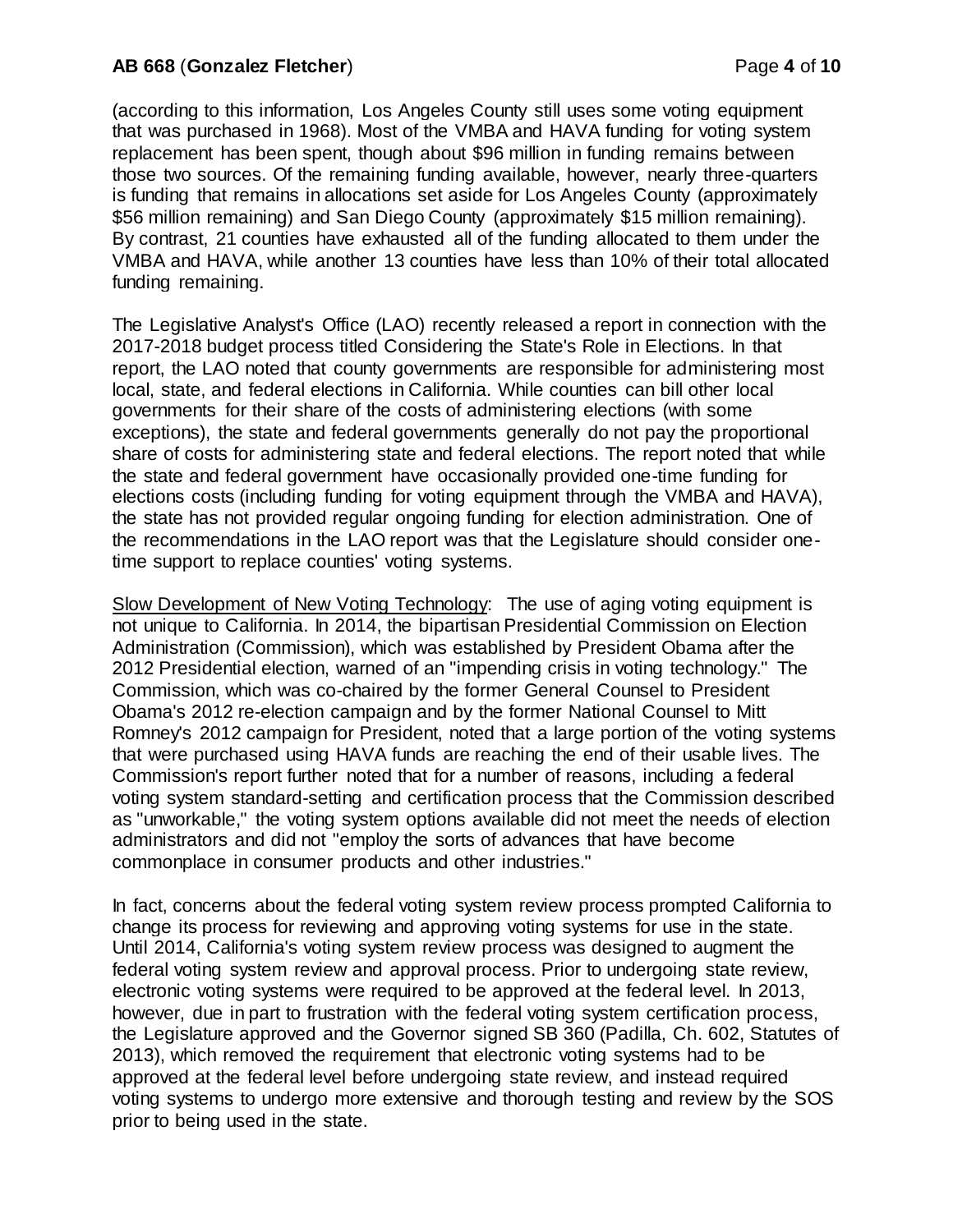(according to this information, Los Angeles County still uses some voting equipment that was purchased in 1968). Most of the VMBA and HAVA funding for voting system replacement has been spent, though about $96 million in funding remains between those two sources. Of the remaining funding available, however, nearly three-quarters is funding that remains in allocations set aside for Los Angeles County (approximately $56 million remaining) and San Diego County (approximately $15 million remaining). By contrast, 21 counties have exhausted all of the funding allocated to them under the VMBA and HAVA, while another 13 counties have less than 10% of their total allocated funding remaining.

The Legislative Analyst's Office (LAO) recently released a report in connection with the 2017-2018 budget process titled Considering the State's Role in Elections. In that report, the LAO noted that county governments are responsible for administering most local, state, and federal elections in California. While counties can bill other local governments for their share of the costs of administering elections (with some exceptions), the state and federal governments generally do not pay the proportional share of costs for administering state and federal elections. The report noted that while the state and federal government have occasionally provided one-time funding for elections costs (including funding for voting equipment through the VMBA and HAVA), the state has not provided regular ongoing funding for election administration. One of the recommendations in the LAO report was that the Legislature should consider one-time support to replace counties' voting systems.

<u>Slow Development of New Voting Technology</u>: The use of aging voting equipment is not unique to California. In 2014, the bipartisan Presidential Commission on Election Administration (Commission), which was established by President Obama after the 2012 Presidential election, warned of an "impending crisis in voting technology." The Commission, which was co-chaired by the former General Counsel to President Obama's 2012 re-election campaign and by the former National Counsel to Mitt Romney's 2012 campaign for President, noted that a large portion of the voting systems that were purchased using HAVA funds are reaching the end of their usable lives. The Commission's report further noted that for a number of reasons, including a federal voting system standard-setting and certification process that the Commission described as "unworkable," the voting system options available did not meet the needs of election administrators and did not "employ the sorts of advances that have become commonplace in consumer products and other industries."

In fact, concerns about the federal voting system review process prompted California to change its process for reviewing and approving voting systems for use in the state. Until 2014, California's voting system review process was designed to augment the federal voting system review and approval process. Prior to undergoing state review, electronic voting systems were required to be approved at the federal level. In 2013, however, due in part to frustration with the federal voting system certification process, the Legislature approved and the Governor signed SB 360 (Padilla, Ch. 602, Statutes of 2013), which removed the requirement that electronic voting systems had to be approved at the federal level before undergoing state review, and instead required voting systems to undergo more extensive and thorough testing and review by the SOS prior to being used in the state.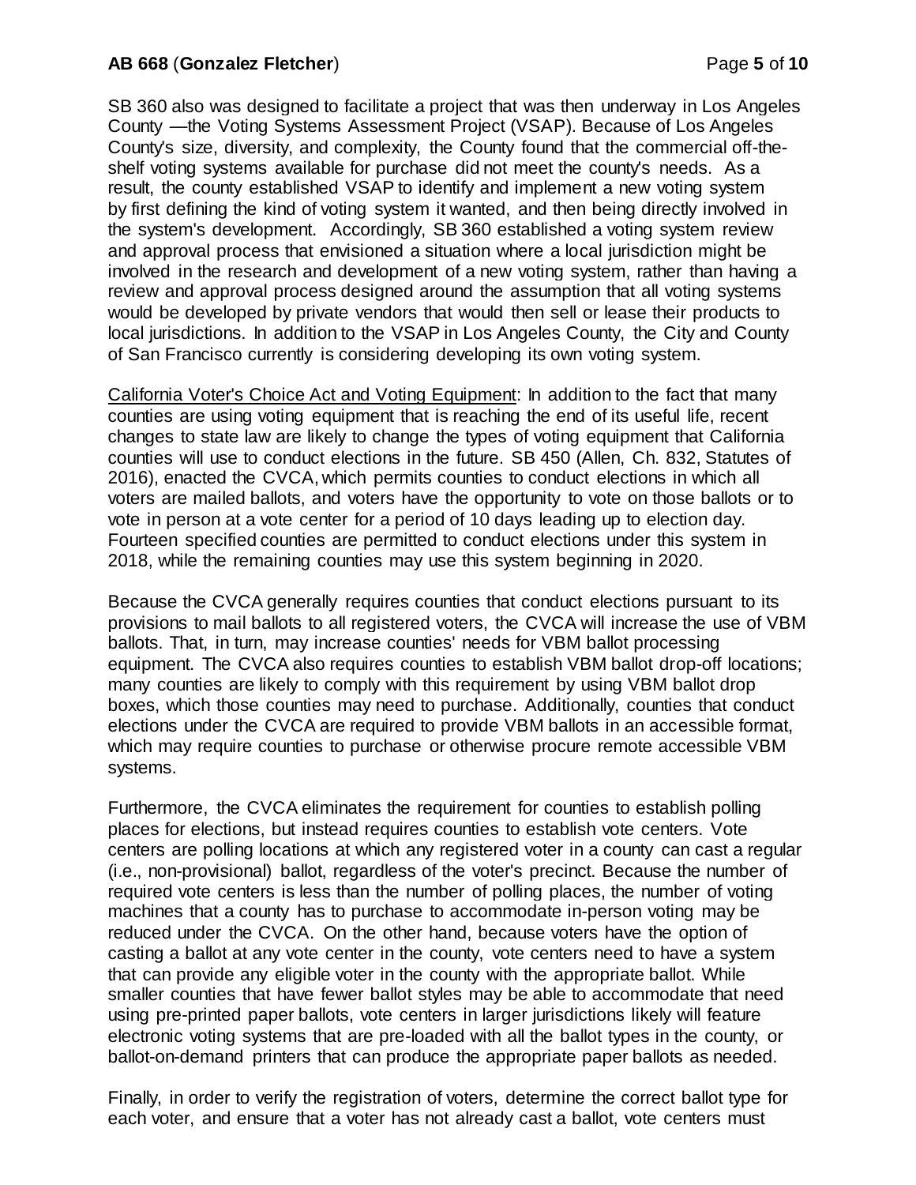SB 360 also was designed to facilitate a project that was then underway in Los Angeles County —the Voting Systems Assessment Project (VSAP). Because of Los Angeles County's size, diversity, and complexity, the County found that the commercial off-the-shelf voting systems available for purchase did not meet the county's needs. As a result, the county established VSAP to identify and implement a new voting system by first defining the kind of voting system it wanted, and then being directly involved in the system's development. Accordingly, SB 360 established a voting system review and approval process that envisioned a situation where a local jurisdiction might be involved in the research and development of a new voting system, rather than having a review and approval process designed around the assumption that all voting systems would be developed by private vendors that would then sell or lease their products to local jurisdictions. In addition to the VSAP in Los Angeles County, the City and County of San Francisco currently is considering developing its own voting system.

<u>California Voter's Choice Act and Voting Equipment</u>: In addition to the fact that many counties are using voting equipment that is reaching the end of its useful life, recent changes to state law are likely to change the types of voting equipment that California counties will use to conduct elections in the future. SB 450 (Allen, Ch. 832, Statutes of 2016), enacted the CVCA, which permits counties to conduct elections in which all voters are mailed ballots, and voters have the opportunity to vote on those ballots or to vote in person at a vote center for a period of 10 days leading up to election day. Fourteen specified counties are permitted to conduct elections under this system in 2018, while the remaining counties may use this system beginning in 2020.

Because the CVCA generally requires counties that conduct elections pursuant to its provisions to mail ballots to all registered voters, the CVCA will increase the use of VBM ballots. That, in turn, may increase counties' needs for VBM ballot processing equipment. The CVCA also requires counties to establish VBM ballot drop-off locations; many counties are likely to comply with this requirement by using VBM ballot drop boxes, which those counties may need to purchase. Additionally, counties that conduct elections under the CVCA are required to provide VBM ballots in an accessible format, which may require counties to purchase or otherwise procure remote accessible VBM systems.

Furthermore, the CVCA eliminates the requirement for counties to establish polling places for elections, but instead requires counties to establish vote centers. Vote centers are polling locations at which any registered voter in a county can cast a regular (i.e., non-provisional) ballot, regardless of the voter's precinct. Because the number of required vote centers is less than the number of polling places, the number of voting machines that a county has to purchase to accommodate in-person voting may be reduced under the CVCA. On the other hand, because voters have the option of casting a ballot at any vote center in the county, vote centers need to have a system that can provide any eligible voter in the county with the appropriate ballot. While smaller counties that have fewer ballot styles may be able to accommodate that need using pre-printed paper ballots, vote centers in larger jurisdictions likely will feature electronic voting systems that are pre-loaded with all the ballot types in the county, or ballot-on-demand printers that can produce the appropriate paper ballots as needed.

Finally, in order to verify the registration of voters, determine the correct ballot type for each voter, and ensure that a voter has not already cast a ballot, vote centers must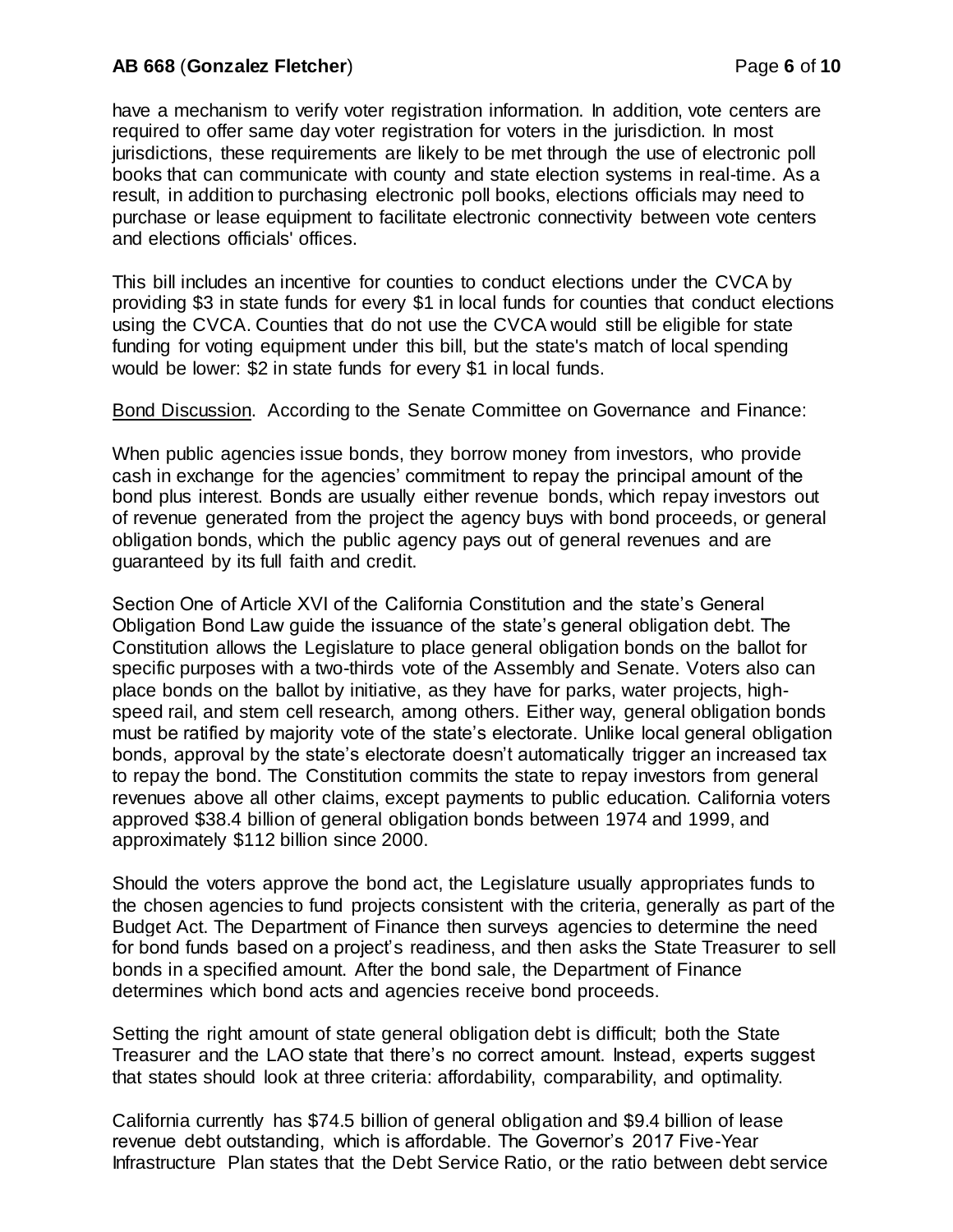have a mechanism to verify voter registration information. In addition, vote centers are required to offer same day voter registration for voters in the jurisdiction. In most jurisdictions, these requirements are likely to be met through the use of electronic poll books that can communicate with county and state election systems in real-time. As a result, in addition to purchasing electronic poll books, elections officials may need to purchase or lease equipment to facilitate electronic connectivity between vote centers and elections officials' offices.

This bill includes an incentive for counties to conduct elections under the CVCA by providing $3 in state funds for every $1 in local funds for counties that conduct elections using the CVCA. Counties that do not use the CVCA would still be eligible for state funding for voting equipment under this bill, but the state's match of local spending would be lower: $2 in state funds for every $1 in local funds.

<u>Bond Discussion</u>. According to the Senate Committee on Governance and Finance:

When public agencies issue bonds, they borrow money from investors, who provide cash in exchange for the agencies' commitment to repay the principal amount of the bond plus interest. Bonds are usually either revenue bonds, which repay investors out of revenue generated from the project the agency buys with bond proceeds, or general obligation bonds, which the public agency pays out of general revenues and are guaranteed by its full faith and credit.

Section One of Article XVI of the California Constitution and the state's General Obligation Bond Law guide the issuance of the state's general obligation debt. The Constitution allows the Legislature to place general obligation bonds on the ballot for specific purposes with a two-thirds vote of the Assembly and Senate. Voters also can place bonds on the ballot by initiative, as they have for parks, water projects, high-speed rail, and stem cell research, among others. Either way, general obligation bonds must be ratified by majority vote of the state's electorate. Unlike local general obligation bonds, approval by the state's electorate doesn't automatically trigger an increased tax to repay the bond. The Constitution commits the state to repay investors from general revenues above all other claims, except payments to public education. California voters approved $38.4 billion of general obligation bonds between 1974 and 1999, and approximately $112 billion since 2000.

Should the voters approve the bond act, the Legislature usually appropriates funds to the chosen agencies to fund projects consistent with the criteria, generally as part of the Budget Act. The Department of Finance then surveys agencies to determine the need for bond funds based on a project's readiness, and then asks the State Treasurer to sell bonds in a specified amount. After the bond sale, the Department of Finance determines which bond acts and agencies receive bond proceeds.

Setting the right amount of state general obligation debt is difficult; both the State Treasurer and the LAO state that there's no correct amount. Instead, experts suggest that states should look at three criteria: affordability, comparability, and optimality.

California currently has $74.5 billion of general obligation and $9.4 billion of lease revenue debt outstanding, which is affordable. The Governor's 2017 Five-Year Infrastructure Plan states that the Debt Service Ratio, or the ratio between debt service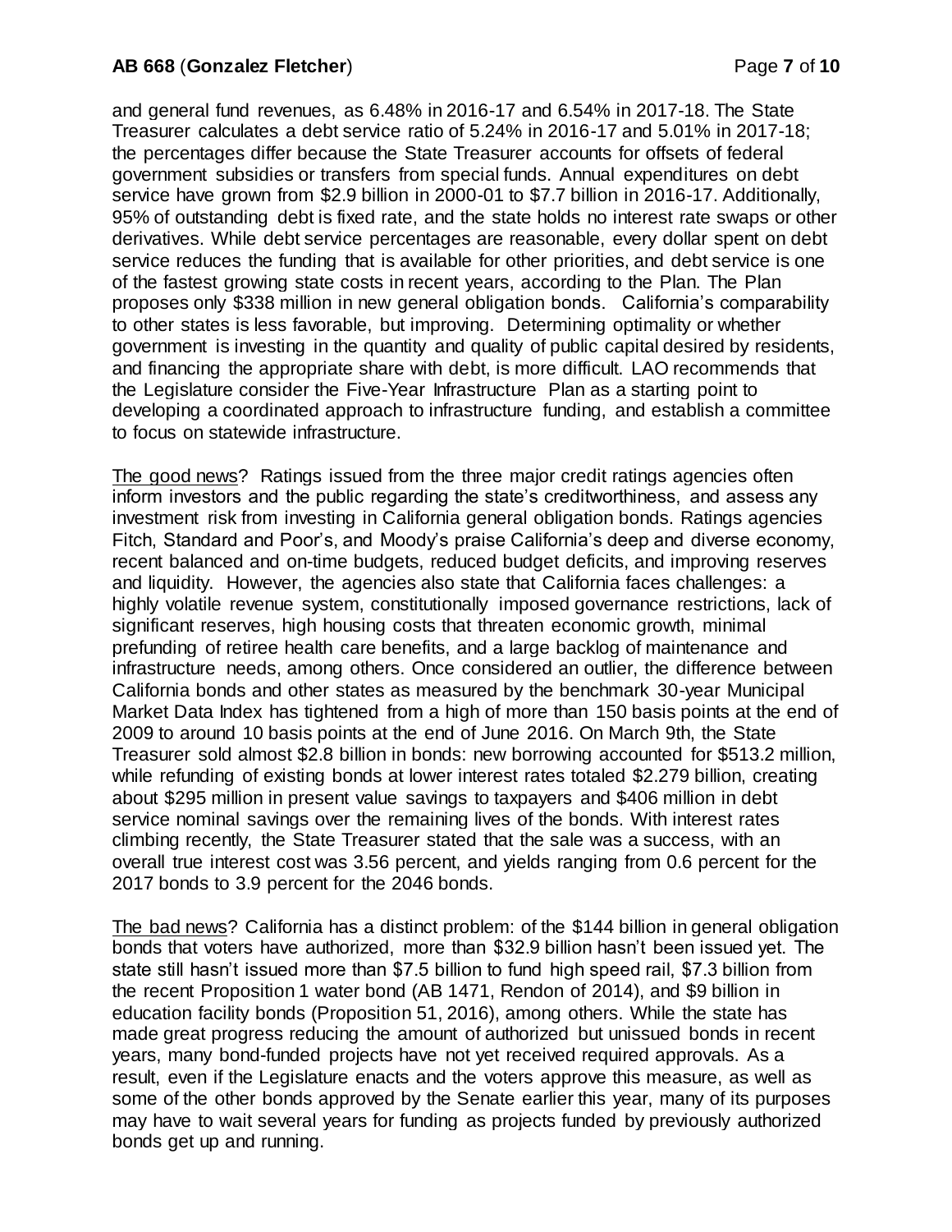and general fund revenues, as 6.48% in 2016-17 and 6.54% in 2017-18. The State Treasurer calculates a debt service ratio of 5.24% in 2016-17 and 5.01% in 2017-18; the percentages differ because the State Treasurer accounts for offsets of federal government subsidies or transfers from special funds. Annual expenditures on debt service have grown from $2.9 billion in 2000-01 to $7.7 billion in 2016-17. Additionally, 95% of outstanding debt is fixed rate, and the state holds no interest rate swaps or other derivatives. While debt service percentages are reasonable, every dollar spent on debt service reduces the funding that is available for other priorities, and debt service is one of the fastest growing state costs in recent years, according to the Plan. The Plan proposes only $338 million in new general obligation bonds. California's comparability to other states is less favorable, but improving. Determining optimality or whether government is investing in the quantity and quality of public capital desired by residents, and financing the appropriate share with debt, is more difficult. LAO recommends that the Legislature consider the Five-Year Infrastructure Plan as a starting point to developing a coordinated approach to infrastructure funding, and establish a committee to focus on statewide infrastructure.

<u>The good news</u>? Ratings issued from the three major credit ratings agencies often inform investors and the public regarding the state's creditworthiness, and assess any investment risk from investing in California general obligation bonds. Ratings agencies Fitch, Standard and Poor's, and Moody's praise California's deep and diverse economy, recent balanced and on-time budgets, reduced budget deficits, and improving reserves and liquidity. However, the agencies also state that California faces challenges: a highly volatile revenue system, constitutionally imposed governance restrictions, lack of significant reserves, high housing costs that threaten economic growth, minimal prefunding of retiree health care benefits, and a large backlog of maintenance and infrastructure needs, among others. Once considered an outlier, the difference between California bonds and other states as measured by the benchmark 30-year Municipal Market Data Index has tightened from a high of more than 150 basis points at the end of 2009 to around 10 basis points at the end of June 2016. On March 9th, the State Treasurer sold almost $2.8 billion in bonds: new borrowing accounted for $513.2 million, while refunding of existing bonds at lower interest rates totaled $2.279 billion, creating about $295 million in present value savings to taxpayers and $406 million in debt service nominal savings over the remaining lives of the bonds. With interest rates climbing recently, the State Treasurer stated that the sale was a success, with an overall true interest cost was 3.56 percent, and yields ranging from 0.6 percent for the 2017 bonds to 3.9 percent for the 2046 bonds.

<u>The bad news</u>? California has a distinct problem: of the $144 billion in general obligation bonds that voters have authorized, more than $32.9 billion hasn't been issued yet. The state still hasn't issued more than $7.5 billion to fund high speed rail, $7.3 billion from the recent Proposition 1 water bond (AB 1471, Rendon of 2014), and $9 billion in education facility bonds (Proposition 51, 2016), among others. While the state has made great progress reducing the amount of authorized but unissued bonds in recent years, many bond-funded projects have not yet received required approvals. As a result, even if the Legislature enacts and the voters approve this measure, as well as some of the other bonds approved by the Senate earlier this year, many of its purposes may have to wait several years for funding as projects funded by previously authorized bonds get up and running.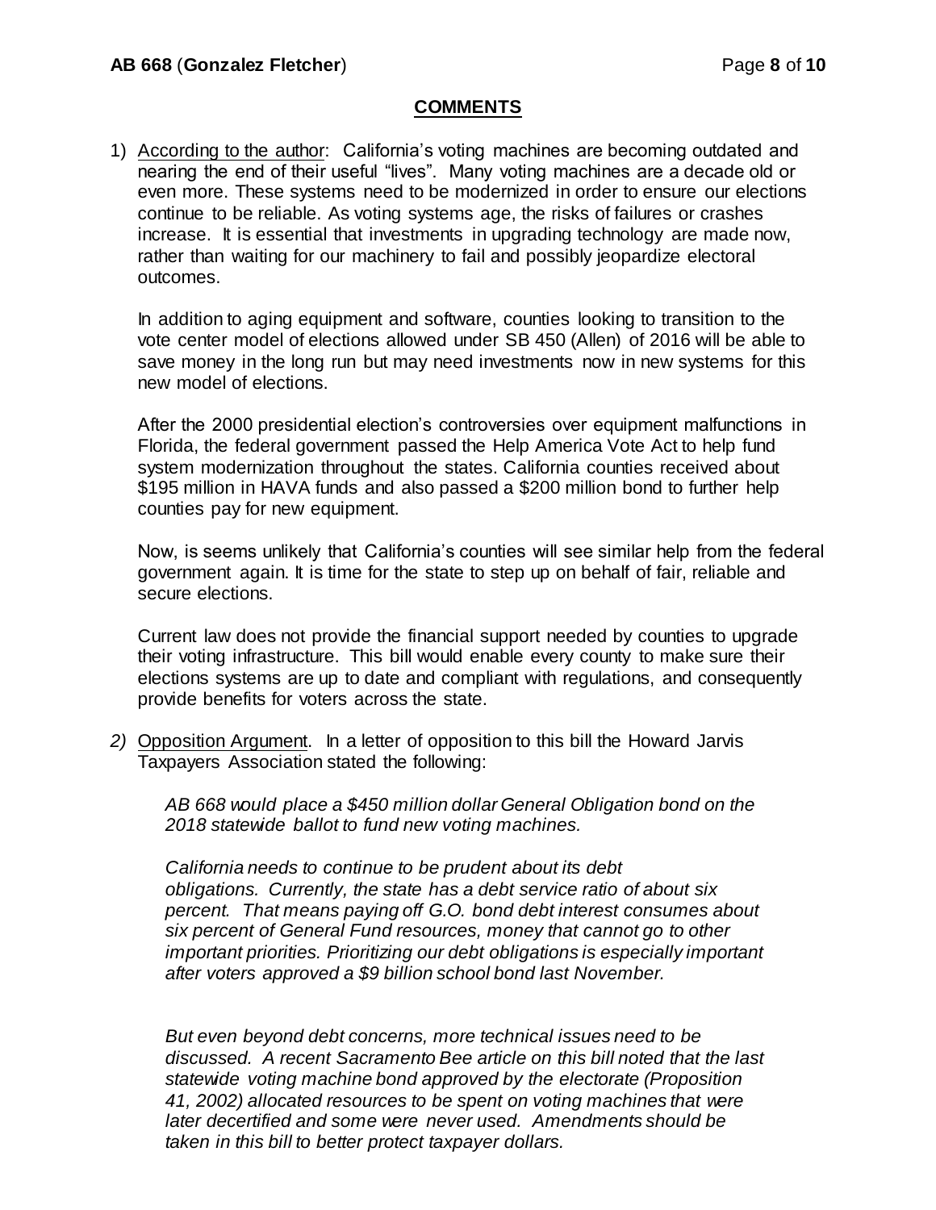## COMMENTS

1) According to the author: California's voting machines are becoming outdated and nearing the end of their useful "lives". Many voting machines are a decade old or even more. These systems need to be modernized in order to ensure our elections continue to be reliable. As voting systems age, the risks of failures or crashes increase. It is essential that investments in upgrading technology are made now, rather than waiting for our machinery to fail and possibly jeopardize electoral outcomes.

   In addition to aging equipment and software, counties looking to transition to the vote center model of elections allowed under SB 450 (Allen) of 2016 will be able to save money in the long run but may need investments now in new systems for this new model of elections.

   After the 2000 presidential election's controversies over equipment malfunctions in Florida, the federal government passed the Help America Vote Act to help fund system modernization throughout the states. California counties received about $195 million in HAVA funds and also passed a $200 million bond to further help counties pay for new equipment.

   Now, is seems unlikely that California's counties will see similar help from the federal government again. It is time for the state to step up on behalf of fair, reliable and secure elections.

   Current law does not provide the financial support needed by counties to upgrade their voting infrastructure. This bill would enable every county to make sure their elections systems are up to date and compliant with regulations, and consequently provide benefits for voters across the state.

2) Opposition Argument. In a letter of opposition to this bill the Howard Jarvis Taxpayers Association stated the following:

   *AB 668 would place a $450 million dollar General Obligation bond on the 2018 statewide ballot to fund new voting machines.*

   *California needs to continue to be prudent about its debt obligations. Currently, the state has a debt service ratio of about six percent. That means paying off G.O. bond debt interest consumes about six percent of General Fund resources, money that cannot go to other important priorities. Prioritizing our debt obligations is especially important after voters approved a $9 billion school bond last November.*

   *But even beyond debt concerns, more technical issues need to be discussed. A recent Sacramento Bee article on this bill noted that the last statewide voting machine bond approved by the electorate (Proposition 41, 2002) allocated resources to be spent on voting machines that were later decertified and some were never used. Amendments should be taken in this bill to better protect taxpayer dollars.*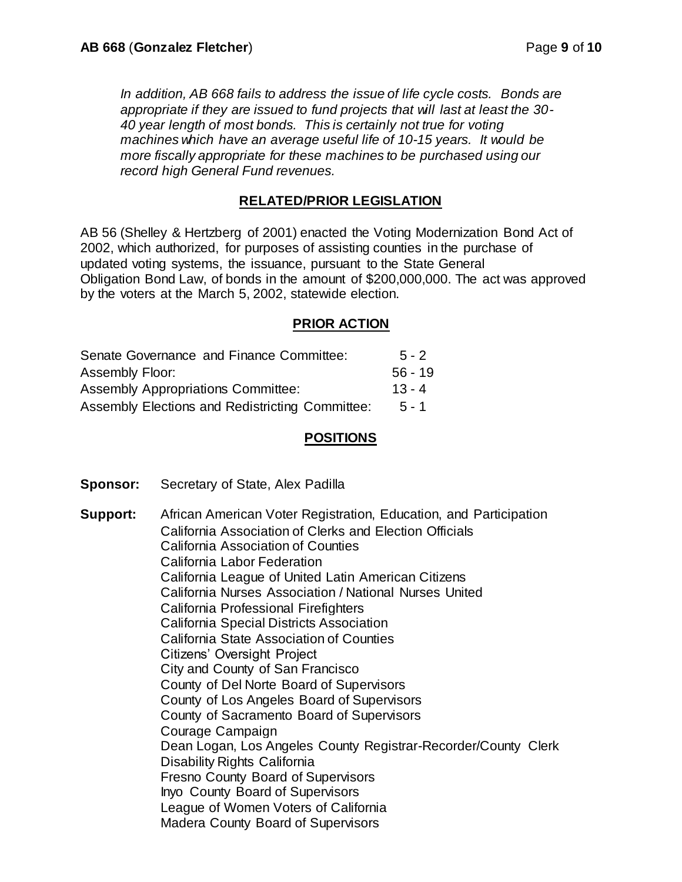*In addition, AB 668 fails to address the issue of life cycle costs. Bonds are appropriate if they are issued to fund projects that will last at least the 30-40 year length of most bonds. This is certainly not true for voting machines which have an average useful life of 10-15 years. It would be more fiscally appropriate for these machines to be purchased using our record high General Fund revenues.*

## RELATED/PRIOR LEGISLATION

AB 56 (Shelley & Hertzberg of 2001) enacted the Voting Modernization Bond Act of 2002, which authorized, for purposes of assisting counties in the purchase of updated voting systems, the issuance, pursuant to the State General Obligation Bond Law, of bonds in the amount of $200,000,000. The act was approved by the voters at the March 5, 2002, statewide election.

## PRIOR ACTION

| | |
|---|---|
| Senate Governance and Finance Committee: | 5 - 2 |
| Assembly Floor: | 56 - 19 |
| Assembly Appropriations Committee: | 13 - 4 |
| Assembly Elections and Redistricting Committee: | 5 - 1 |

## POSITIONS

**Sponsor:** Secretary of State, Alex Padilla

**Support:** African American Voter Registration, Education, and Participation
California Association of Clerks and Election Officials
California Association of Counties
California Labor Federation
California League of United Latin American Citizens
California Nurses Association / National Nurses United
California Professional Firefighters
California Special Districts Association
California State Association of Counties
Citizens' Oversight Project
City and County of San Francisco
County of Del Norte Board of Supervisors
County of Los Angeles Board of Supervisors
County of Sacramento Board of Supervisors
Courage Campaign
Dean Logan, Los Angeles County Registrar-Recorder/County Clerk
Disability Rights California
Fresno County Board of Supervisors
Inyo County Board of Supervisors
League of Women Voters of California
Madera County Board of Supervisors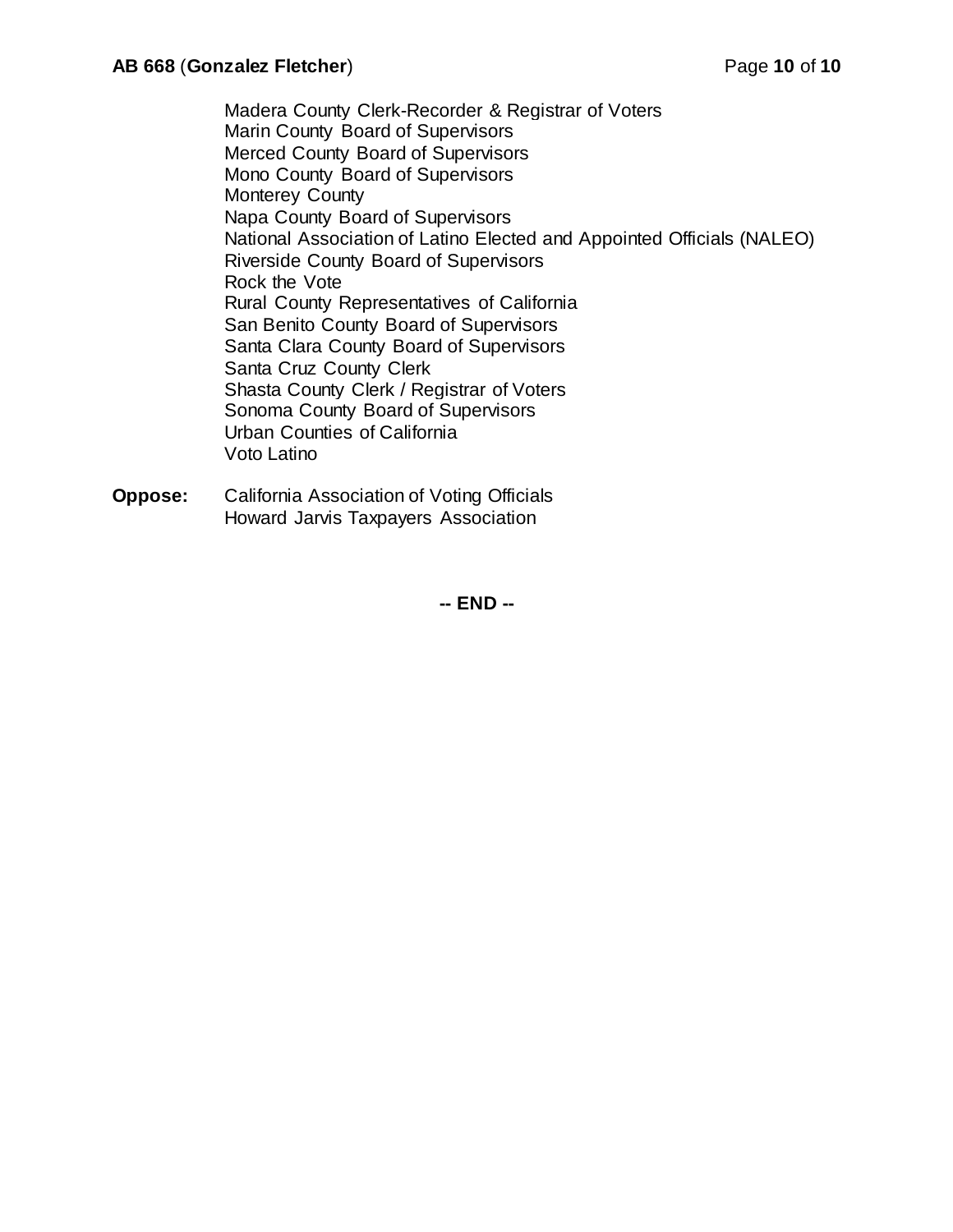Madera County Clerk-Recorder & Registrar of Voters
Marin County Board of Supervisors
Merced County Board of Supervisors
Mono County Board of Supervisors
Monterey County
Napa County Board of Supervisors
National Association of Latino Elected and Appointed Officials (NALEO)
Riverside County Board of Supervisors
Rock the Vote
Rural County Representatives of California
San Benito County Board of Supervisors
Santa Clara County Board of Supervisors
Santa Cruz County Clerk
Shasta County Clerk / Registrar of Voters
Sonoma County Board of Supervisors
Urban Counties of California
Voto Latino

**Oppose:** California Association of Voting Officials
Howard Jarvis Taxpayers Association

**-- END --**